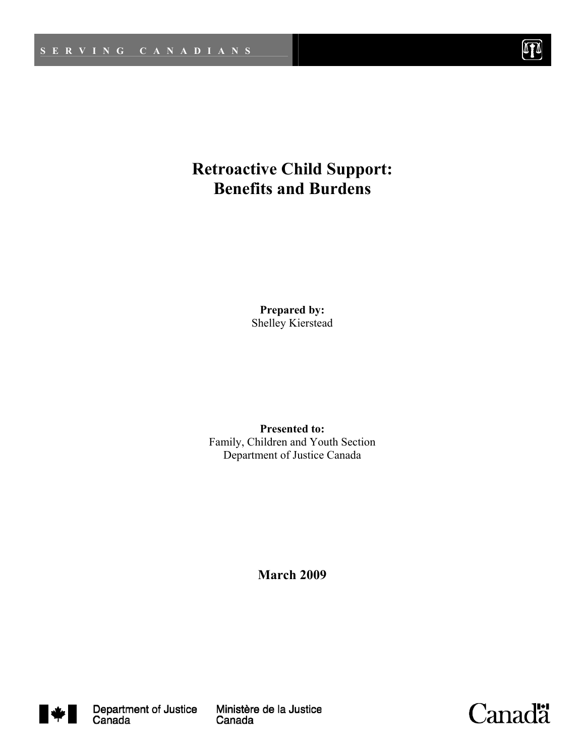SERVING CANADIANS

# Retroactive Child Support: Benefits and Burdens

**Prepared by:**
Shelley Kierstead

**Presented to:**
Family, Children and Youth Section
Department of Justice Canada

**March 2009**

Department of Justice Canada | Ministère de la Justice Canada

Canada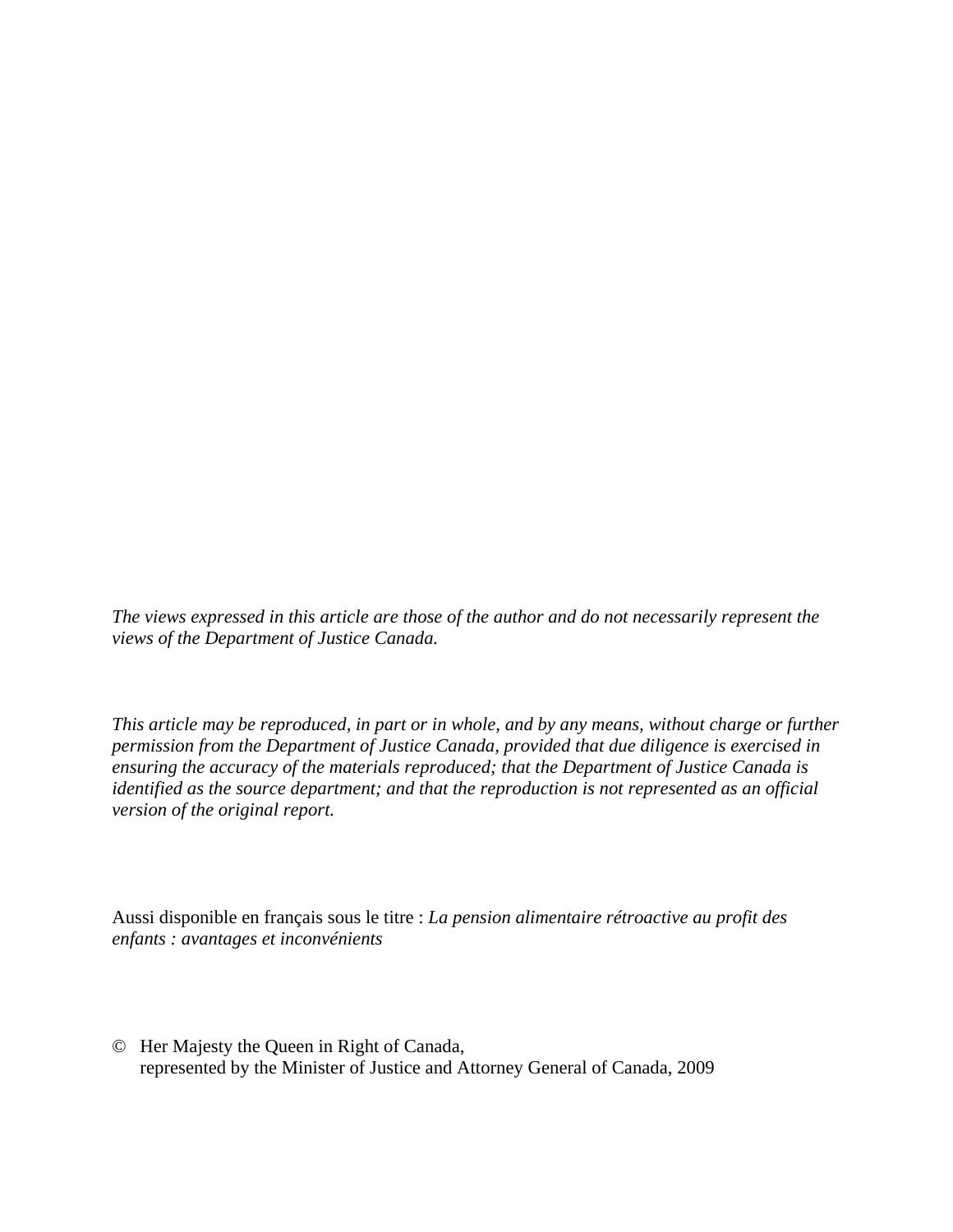*The views expressed in this article are those of the author and do not necessarily represent the views of the Department of Justice Canada.*

*This article may be reproduced, in part or in whole, and by any means, without charge or further permission from the Department of Justice Canada, provided that due diligence is exercised in ensuring the accuracy of the materials reproduced; that the Department of Justice Canada is identified as the source department; and that the reproduction is not represented as an official version of the original report.*

Aussi disponible en français sous le titre : *La pension alimentaire rétroactive au profit des enfants : avantages et inconvénients*

© Her Majesty the Queen in Right of Canada,
represented by the Minister of Justice and Attorney General of Canada, 2009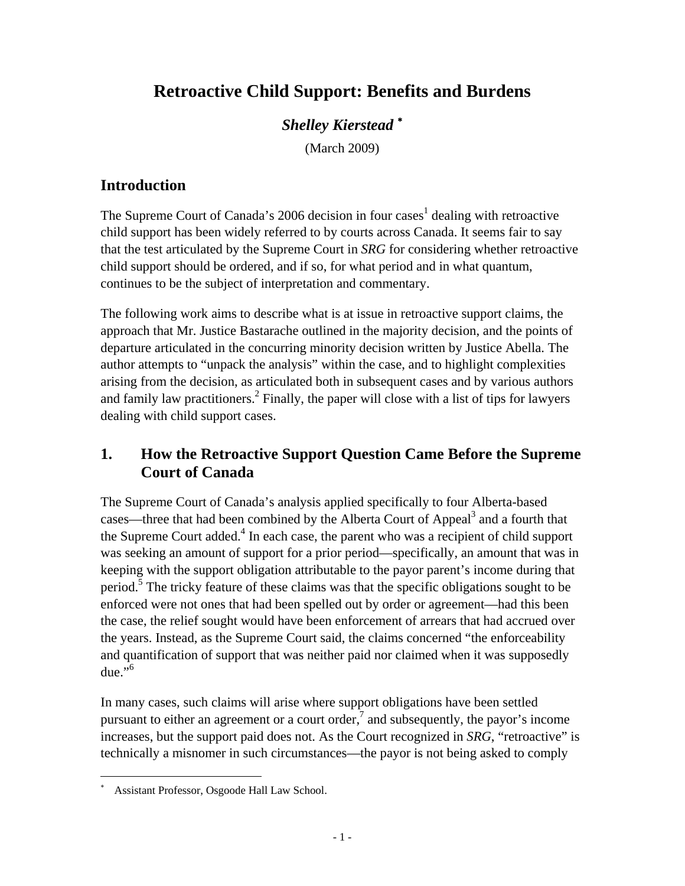# Retroactive Child Support: Benefits and Burdens

### *Shelley Kierstead* *

(March 2009)

## Introduction

The Supreme Court of Canada's 2006 decision in four cases[1] dealing with retroactive child support has been widely referred to by courts across Canada. It seems fair to say that the test articulated by the Supreme Court in *SRG* for considering whether retroactive child support should be ordered, and if so, for what period and in what quantum, continues to be the subject of interpretation and commentary.

The following work aims to describe what is at issue in retroactive support claims, the approach that Mr. Justice Bastarache outlined in the majority decision, and the points of departure articulated in the concurring minority decision written by Justice Abella. The author attempts to "unpack the analysis" within the case, and to highlight complexities arising from the decision, as articulated both in subsequent cases and by various authors and family law practitioners.[2] Finally, the paper will close with a list of tips for lawyers dealing with child support cases.

## 1. How the Retroactive Support Question Came Before the Supreme Court of Canada

The Supreme Court of Canada's analysis applied specifically to four Alberta-based cases—three that had been combined by the Alberta Court of Appeal[3] and a fourth that the Supreme Court added.[4] In each case, the parent who was a recipient of child support was seeking an amount of support for a prior period—specifically, an amount that was in keeping with the support obligation attributable to the payor parent's income during that period.[5] The tricky feature of these claims was that the specific obligations sought to be enforced were not ones that had been spelled out by order or agreement—had this been the case, the relief sought would have been enforcement of arrears that had accrued over the years. Instead, as the Supreme Court said, the claims concerned "the enforceability and quantification of support that was neither paid nor claimed when it was supposedly due."[6]

In many cases, such claims will arise where support obligations have been settled pursuant to either an agreement or a court order,[7] and subsequently, the payor's income increases, but the support paid does not. As the Court recognized in *SRG*, "retroactive" is technically a misnomer in such circumstances—the payor is not being asked to comply

---

\* Assistant Professor, Osgoode Hall Law School.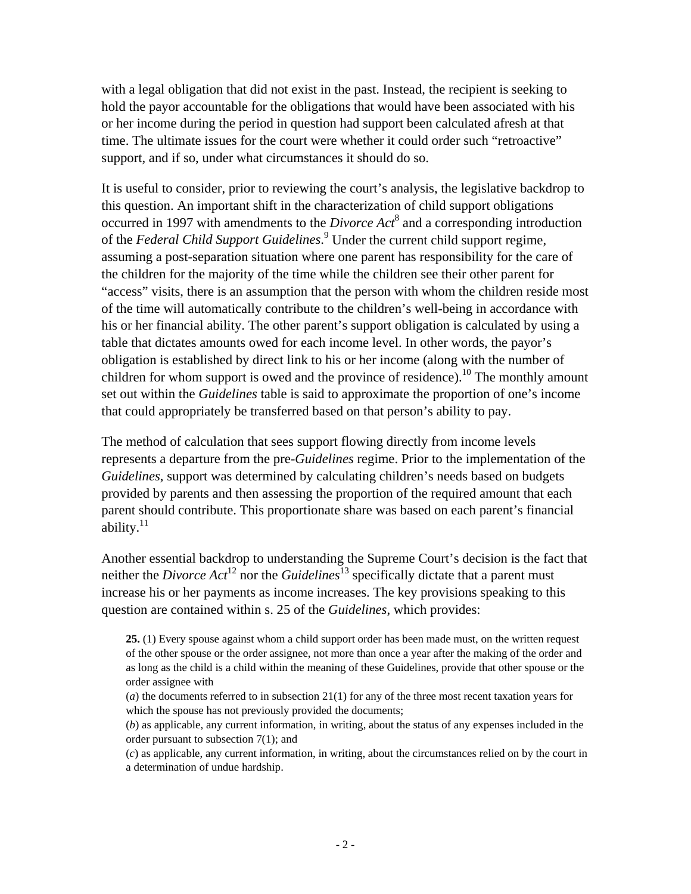with a legal obligation that did not exist in the past. Instead, the recipient is seeking to hold the payor accountable for the obligations that would have been associated with his or her income during the period in question had support been calculated afresh at that time. The ultimate issues for the court were whether it could order such "retroactive" support, and if so, under what circumstances it should do so.

It is useful to consider, prior to reviewing the court's analysis, the legislative backdrop to this question. An important shift in the characterization of child support obligations occurred in 1997 with amendments to the *Divorce Act*[8] and a corresponding introduction of the *Federal Child Support Guidelines*.[9] Under the current child support regime, assuming a post-separation situation where one parent has responsibility for the care of the children for the majority of the time while the children see their other parent for "access" visits, there is an assumption that the person with whom the children reside most of the time will automatically contribute to the children's well-being in accordance with his or her financial ability. The other parent's support obligation is calculated by using a table that dictates amounts owed for each income level. In other words, the payor's obligation is established by direct link to his or her income (along with the number of children for whom support is owed and the province of residence).[10] The monthly amount set out within the *Guidelines* table is said to approximate the proportion of one's income that could appropriately be transferred based on that person's ability to pay.

The method of calculation that sees support flowing directly from income levels represents a departure from the pre-*Guidelines* regime. Prior to the implementation of the *Guidelines*, support was determined by calculating children's needs based on budgets provided by parents and then assessing the proportion of the required amount that each parent should contribute. This proportionate share was based on each parent's financial ability.[11]

Another essential backdrop to understanding the Supreme Court's decision is the fact that neither the *Divorce Act*[12] nor the *Guidelines*[13] specifically dictate that a parent must increase his or her payments as income increases. The key provisions speaking to this question are contained within s. 25 of the *Guidelines*, which provides:

> **25.** (1) Every spouse against whom a child support order has been made must, on the written request of the other spouse or the order assignee, not more than once a year after the making of the order and as long as the child is a child within the meaning of these Guidelines, provide that other spouse or the order assignee with
>
> (*a*) the documents referred to in subsection 21(1) for any of the three most recent taxation years for which the spouse has not previously provided the documents;
>
> (*b*) as applicable, any current information, in writing, about the status of any expenses included in the order pursuant to subsection 7(1); and
>
> (*c*) as applicable, any current information, in writing, about the circumstances relied on by the court in a determination of undue hardship.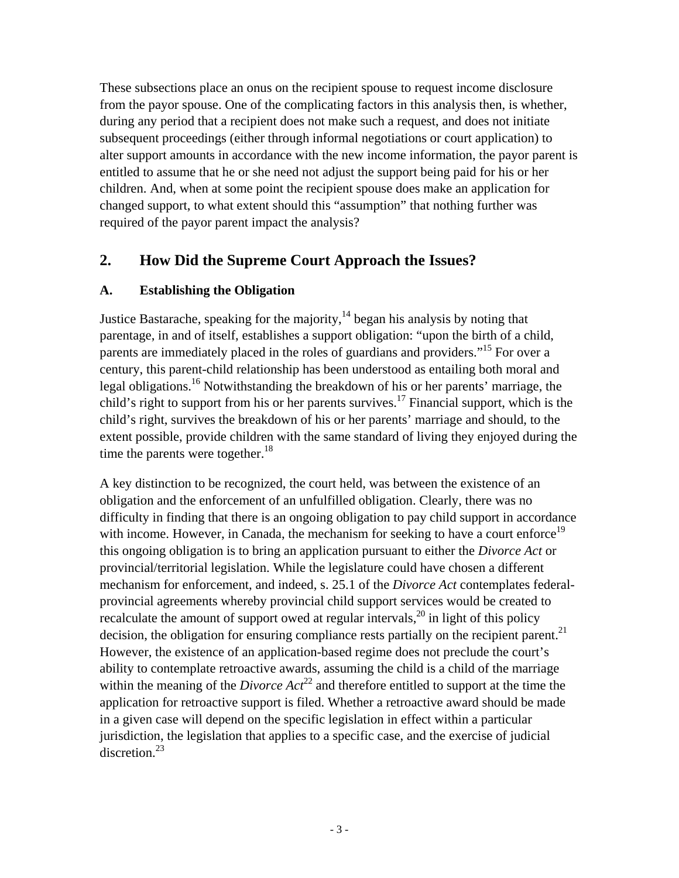These subsections place an onus on the recipient spouse to request income disclosure from the payor spouse. One of the complicating factors in this analysis then, is whether, during any period that a recipient does not make such a request, and does not initiate subsequent proceedings (either through informal negotiations or court application) to alter support amounts in accordance with the new income information, the payor parent is entitled to assume that he or she need not adjust the support being paid for his or her children. And, when at some point the recipient spouse does make an application for changed support, to what extent should this "assumption" that nothing further was required of the payor parent impact the analysis?

## 2. How Did the Supreme Court Approach the Issues?

### A. Establishing the Obligation

Justice Bastarache, speaking for the majority,[14] began his analysis by noting that parentage, in and of itself, establishes a support obligation: "upon the birth of a child, parents are immediately placed in the roles of guardians and providers."[15] For over a century, this parent-child relationship has been understood as entailing both moral and legal obligations.[16] Notwithstanding the breakdown of his or her parents' marriage, the child's right to support from his or her parents survives.[17] Financial support, which is the child's right, survives the breakdown of his or her parents' marriage and should, to the extent possible, provide children with the same standard of living they enjoyed during the time the parents were together.[18]

A key distinction to be recognized, the court held, was between the existence of an obligation and the enforcement of an unfulfilled obligation. Clearly, there was no difficulty in finding that there is an ongoing obligation to pay child support in accordance with income. However, in Canada, the mechanism for seeking to have a court enforce[19] this ongoing obligation is to bring an application pursuant to either the *Divorce Act* or provincial/territorial legislation. While the legislature could have chosen a different mechanism for enforcement, and indeed, s. 25.1 of the *Divorce Act* contemplates federal-provincial agreements whereby provincial child support services would be created to recalculate the amount of support owed at regular intervals,[20] in light of this policy decision, the obligation for ensuring compliance rests partially on the recipient parent.[21] However, the existence of an application-based regime does not preclude the court's ability to contemplate retroactive awards, assuming the child is a child of the marriage within the meaning of the *Divorce Act*[22] and therefore entitled to support at the time the application for retroactive support is filed. Whether a retroactive award should be made in a given case will depend on the specific legislation in effect within a particular jurisdiction, the legislation that applies to a specific case, and the exercise of judicial discretion.[23]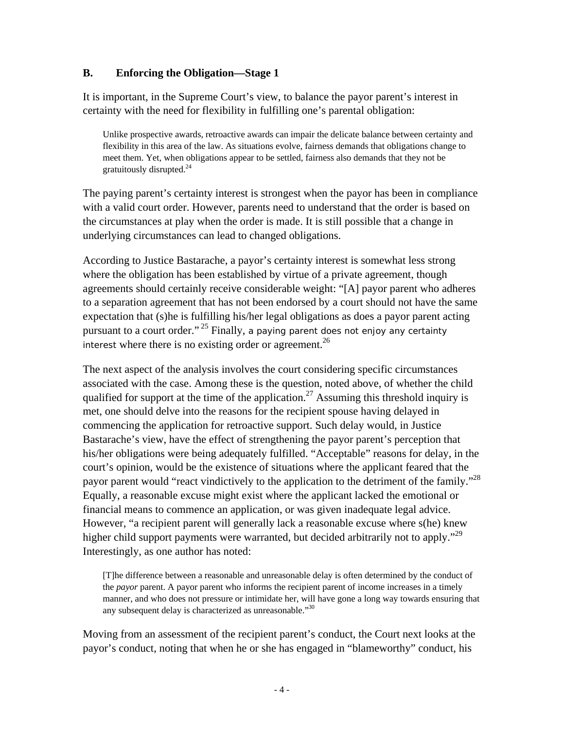## B. Enforcing the Obligation—Stage 1

It is important, in the Supreme Court's view, to balance the payor parent's interest in certainty with the need for flexibility in fulfilling one's parental obligation:

> Unlike prospective awards, retroactive awards can impair the delicate balance between certainty and flexibility in this area of the law. As situations evolve, fairness demands that obligations change to meet them. Yet, when obligations appear to be settled, fairness also demands that they not be gratuitously disrupted.[24]

The paying parent's certainty interest is strongest when the payor has been in compliance with a valid court order. However, parents need to understand that the order is based on the circumstances at play when the order is made. It is still possible that a change in underlying circumstances can lead to changed obligations.

According to Justice Bastarache, a payor's certainty interest is somewhat less strong where the obligation has been established by virtue of a private agreement, though agreements should certainly receive considerable weight: "[A] payor parent who adheres to a separation agreement that has not been endorsed by a court should not have the same expectation that (s)he is fulfilling his/her legal obligations as does a payor parent acting pursuant to a court order." [25] Finally, a paying parent does not enjoy any certainty interest where there is no existing order or agreement.[26]

The next aspect of the analysis involves the court considering specific circumstances associated with the case. Among these is the question, noted above, of whether the child qualified for support at the time of the application.[27] Assuming this threshold inquiry is met, one should delve into the reasons for the recipient spouse having delayed in commencing the application for retroactive support. Such delay would, in Justice Bastarache's view, have the effect of strengthening the payor parent's perception that his/her obligations were being adequately fulfilled. "Acceptable" reasons for delay, in the court's opinion, would be the existence of situations where the applicant feared that the payor parent would "react vindictively to the application to the detriment of the family."[28] Equally, a reasonable excuse might exist where the applicant lacked the emotional or financial means to commence an application, or was given inadequate legal advice. However, "a recipient parent will generally lack a reasonable excuse where s(he) knew higher child support payments were warranted, but decided arbitrarily not to apply."[29] Interestingly, as one author has noted:

> [T]he difference between a reasonable and unreasonable delay is often determined by the conduct of the *payor* parent. A payor parent who informs the recipient parent of income increases in a timely manner, and who does not pressure or intimidate her, will have gone a long way towards ensuring that any subsequent delay is characterized as unreasonable."[30]

Moving from an assessment of the recipient parent's conduct, the Court next looks at the payor's conduct, noting that when he or she has engaged in "blameworthy" conduct, his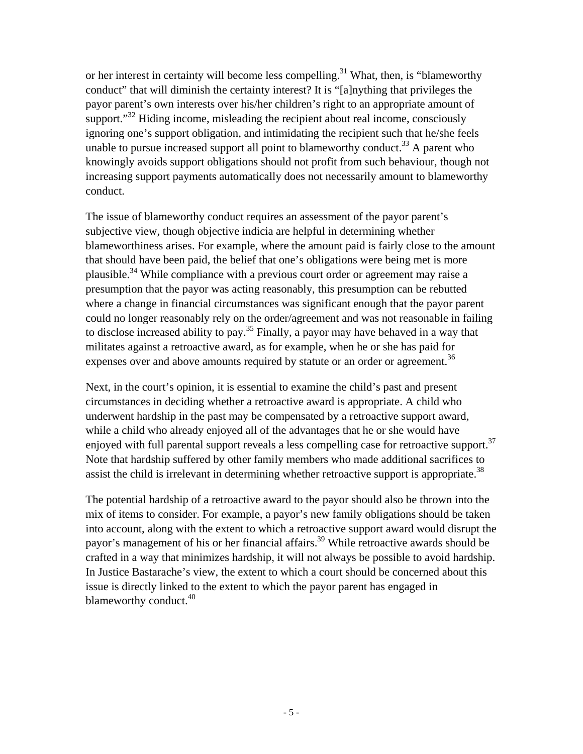or her interest in certainty will become less compelling.[31] What, then, is "blameworthy conduct" that will diminish the certainty interest? It is "[a]nything that privileges the payor parent's own interests over his/her children's right to an appropriate amount of support."[32] Hiding income, misleading the recipient about real income, consciously ignoring one's support obligation, and intimidating the recipient such that he/she feels unable to pursue increased support all point to blameworthy conduct.[33] A parent who knowingly avoids support obligations should not profit from such behaviour, though not increasing support payments automatically does not necessarily amount to blameworthy conduct.

The issue of blameworthy conduct requires an assessment of the payor parent's subjective view, though objective indicia are helpful in determining whether blameworthiness arises. For example, where the amount paid is fairly close to the amount that should have been paid, the belief that one's obligations were being met is more plausible.[34] While compliance with a previous court order or agreement may raise a presumption that the payor was acting reasonably, this presumption can be rebutted where a change in financial circumstances was significant enough that the payor parent could no longer reasonably rely on the order/agreement and was not reasonable in failing to disclose increased ability to pay.[35] Finally, a payor may have behaved in a way that militates against a retroactive award, as for example, when he or she has paid for expenses over and above amounts required by statute or an order or agreement.[36]

Next, in the court's opinion, it is essential to examine the child's past and present circumstances in deciding whether a retroactive award is appropriate. A child who underwent hardship in the past may be compensated by a retroactive support award, while a child who already enjoyed all of the advantages that he or she would have enjoyed with full parental support reveals a less compelling case for retroactive support.[37] Note that hardship suffered by other family members who made additional sacrifices to assist the child is irrelevant in determining whether retroactive support is appropriate.[38]

The potential hardship of a retroactive award to the payor should also be thrown into the mix of items to consider. For example, a payor's new family obligations should be taken into account, along with the extent to which a retroactive support award would disrupt the payor's management of his or her financial affairs.[39] While retroactive awards should be crafted in a way that minimizes hardship, it will not always be possible to avoid hardship. In Justice Bastarache's view, the extent to which a court should be concerned about this issue is directly linked to the extent to which the payor parent has engaged in blameworthy conduct.[40]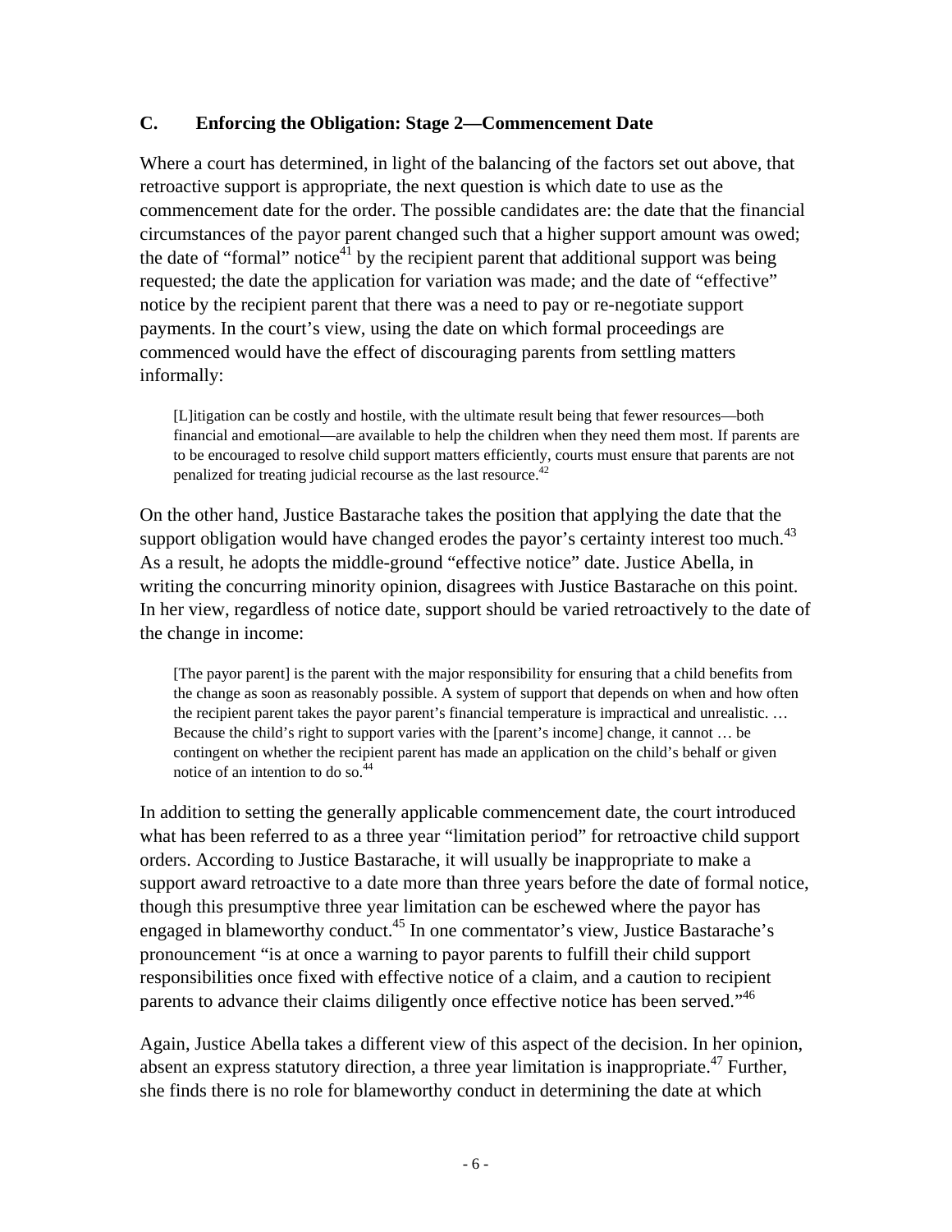### C. Enforcing the Obligation: Stage 2—Commencement Date

Where a court has determined, in light of the balancing of the factors set out above, that retroactive support is appropriate, the next question is which date to use as the commencement date for the order. The possible candidates are: the date that the financial circumstances of the payor parent changed such that a higher support amount was owed; the date of "formal" notice[41] by the recipient parent that additional support was being requested; the date the application for variation was made; and the date of "effective" notice by the recipient parent that there was a need to pay or re-negotiate support payments. In the court's view, using the date on which formal proceedings are commenced would have the effect of discouraging parents from settling matters informally:

> [L]itigation can be costly and hostile, with the ultimate result being that fewer resources—both financial and emotional—are available to help the children when they need them most. If parents are to be encouraged to resolve child support matters efficiently, courts must ensure that parents are not penalized for treating judicial recourse as the last resource.[42]

On the other hand, Justice Bastarache takes the position that applying the date that the support obligation would have changed erodes the payor's certainty interest too much.[43] As a result, he adopts the middle-ground "effective notice" date. Justice Abella, in writing the concurring minority opinion, disagrees with Justice Bastarache on this point. In her view, regardless of notice date, support should be varied retroactively to the date of the change in income:

> [The payor parent] is the parent with the major responsibility for ensuring that a child benefits from the change as soon as reasonably possible. A system of support that depends on when and how often the recipient parent takes the payor parent's financial temperature is impractical and unrealistic. … Because the child's right to support varies with the [parent's income] change, it cannot … be contingent on whether the recipient parent has made an application on the child's behalf or given notice of an intention to do so.[44]

In addition to setting the generally applicable commencement date, the court introduced what has been referred to as a three year "limitation period" for retroactive child support orders. According to Justice Bastarache, it will usually be inappropriate to make a support award retroactive to a date more than three years before the date of formal notice, though this presumptive three year limitation can be eschewed where the payor has engaged in blameworthy conduct.[45] In one commentator's view, Justice Bastarache's pronouncement "is at once a warning to payor parents to fulfill their child support responsibilities once fixed with effective notice of a claim, and a caution to recipient parents to advance their claims diligently once effective notice has been served."[46]

Again, Justice Abella takes a different view of this aspect of the decision. In her opinion, absent an express statutory direction, a three year limitation is inappropriate.[47] Further, she finds there is no role for blameworthy conduct in determining the date at which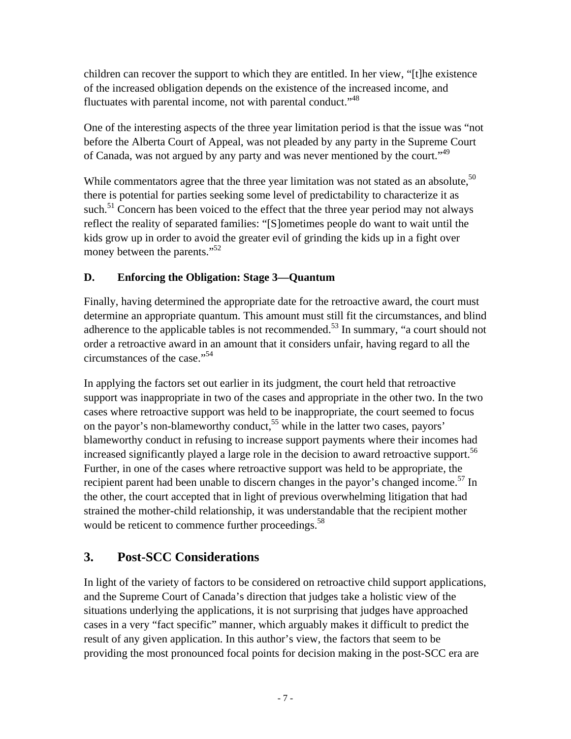children can recover the support to which they are entitled. In her view, "[t]he existence of the increased obligation depends on the existence of the increased income, and fluctuates with parental income, not with parental conduct."[48]

One of the interesting aspects of the three year limitation period is that the issue was "not before the Alberta Court of Appeal, was not pleaded by any party in the Supreme Court of Canada, was not argued by any party and was never mentioned by the court."[49]

While commentators agree that the three year limitation was not stated as an absolute,[50] there is potential for parties seeking some level of predictability to characterize it as such.[51] Concern has been voiced to the effect that the three year period may not always reflect the reality of separated families: "[S]ometimes people do want to wait until the kids grow up in order to avoid the greater evil of grinding the kids up in a fight over money between the parents."[52]

### D. Enforcing the Obligation: Stage 3—Quantum

Finally, having determined the appropriate date for the retroactive award, the court must determine an appropriate quantum. This amount must still fit the circumstances, and blind adherence to the applicable tables is not recommended.[53] In summary, "a court should not order a retroactive award in an amount that it considers unfair, having regard to all the circumstances of the case."[54]

In applying the factors set out earlier in its judgment, the court held that retroactive support was inappropriate in two of the cases and appropriate in the other two. In the two cases where retroactive support was held to be inappropriate, the court seemed to focus on the payor's non-blameworthy conduct,[55] while in the latter two cases, payors' blameworthy conduct in refusing to increase support payments where their incomes had increased significantly played a large role in the decision to award retroactive support.[56] Further, in one of the cases where retroactive support was held to be appropriate, the recipient parent had been unable to discern changes in the payor's changed income.[57] In the other, the court accepted that in light of previous overwhelming litigation that had strained the mother-child relationship, it was understandable that the recipient mother would be reticent to commence further proceedings.[58]

## 3. Post-SCC Considerations

In light of the variety of factors to be considered on retroactive child support applications, and the Supreme Court of Canada's direction that judges take a holistic view of the situations underlying the applications, it is not surprising that judges have approached cases in a very "fact specific" manner, which arguably makes it difficult to predict the result of any given application. In this author's view, the factors that seem to be providing the most pronounced focal points for decision making in the post-SCC era are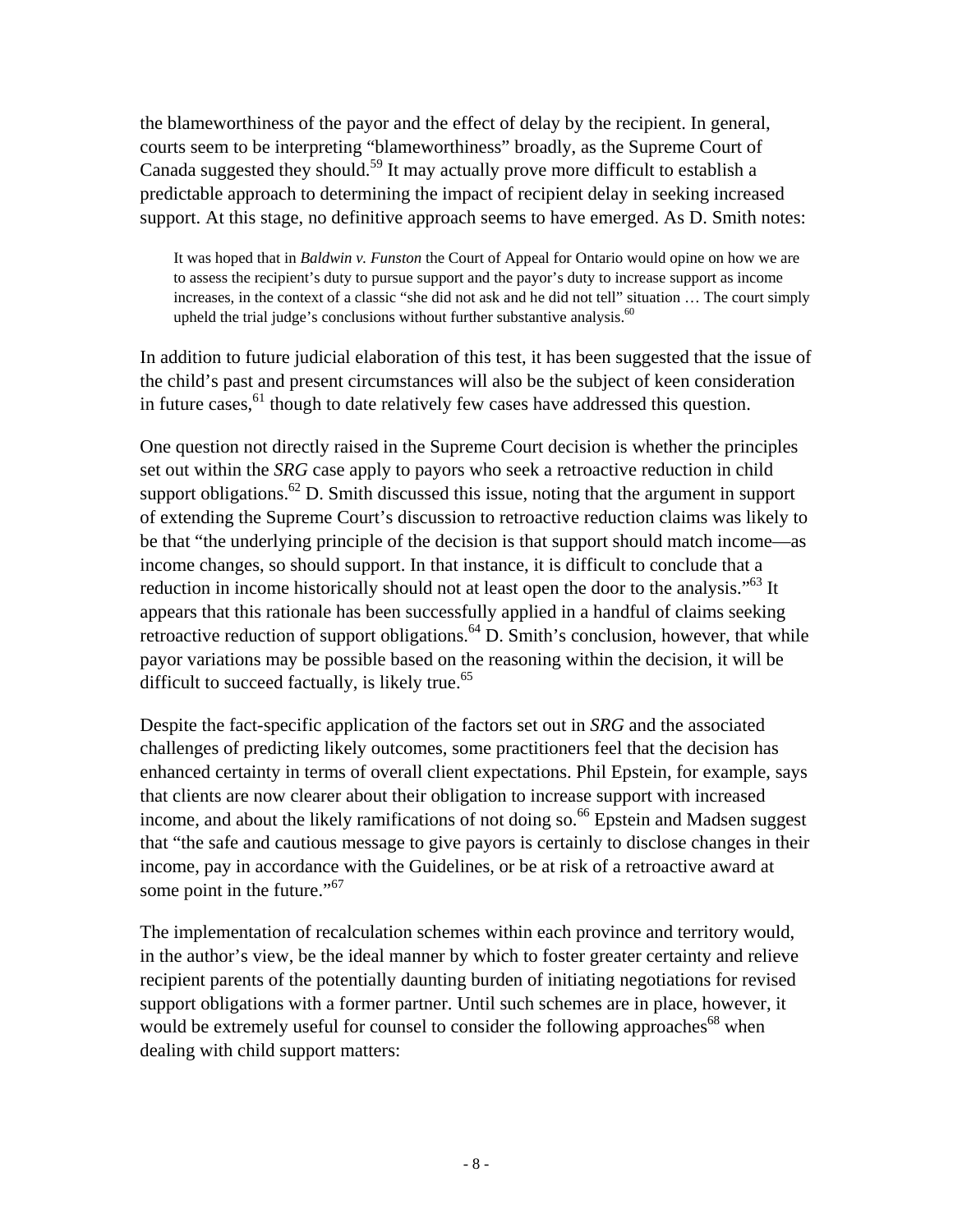the blameworthiness of the payor and the effect of delay by the recipient. In general, courts seem to be interpreting "blameworthiness" broadly, as the Supreme Court of Canada suggested they should.[59] It may actually prove more difficult to establish a predictable approach to determining the impact of recipient delay in seeking increased support. At this stage, no definitive approach seems to have emerged. As D. Smith notes:

> It was hoped that in *Baldwin v. Funston* the Court of Appeal for Ontario would opine on how we are to assess the recipient's duty to pursue support and the payor's duty to increase support as income increases, in the context of a classic "she did not ask and he did not tell" situation … The court simply upheld the trial judge's conclusions without further substantive analysis.[60]

In addition to future judicial elaboration of this test, it has been suggested that the issue of the child's past and present circumstances will also be the subject of keen consideration in future cases,[61] though to date relatively few cases have addressed this question.

One question not directly raised in the Supreme Court decision is whether the principles set out within the *SRG* case apply to payors who seek a retroactive reduction in child support obligations.[62] D. Smith discussed this issue, noting that the argument in support of extending the Supreme Court's discussion to retroactive reduction claims was likely to be that "the underlying principle of the decision is that support should match income—as income changes, so should support. In that instance, it is difficult to conclude that a reduction in income historically should not at least open the door to the analysis."[63] It appears that this rationale has been successfully applied in a handful of claims seeking retroactive reduction of support obligations.[64] D. Smith's conclusion, however, that while payor variations may be possible based on the reasoning within the decision, it will be difficult to succeed factually, is likely true.[65]

Despite the fact-specific application of the factors set out in *SRG* and the associated challenges of predicting likely outcomes, some practitioners feel that the decision has enhanced certainty in terms of overall client expectations. Phil Epstein, for example, says that clients are now clearer about their obligation to increase support with increased income, and about the likely ramifications of not doing so.[66] Epstein and Madsen suggest that "the safe and cautious message to give payors is certainly to disclose changes in their income, pay in accordance with the Guidelines, or be at risk of a retroactive award at some point in the future."[67]

The implementation of recalculation schemes within each province and territory would, in the author's view, be the ideal manner by which to foster greater certainty and relieve recipient parents of the potentially daunting burden of initiating negotiations for revised support obligations with a former partner. Until such schemes are in place, however, it would be extremely useful for counsel to consider the following approaches[68] when dealing with child support matters: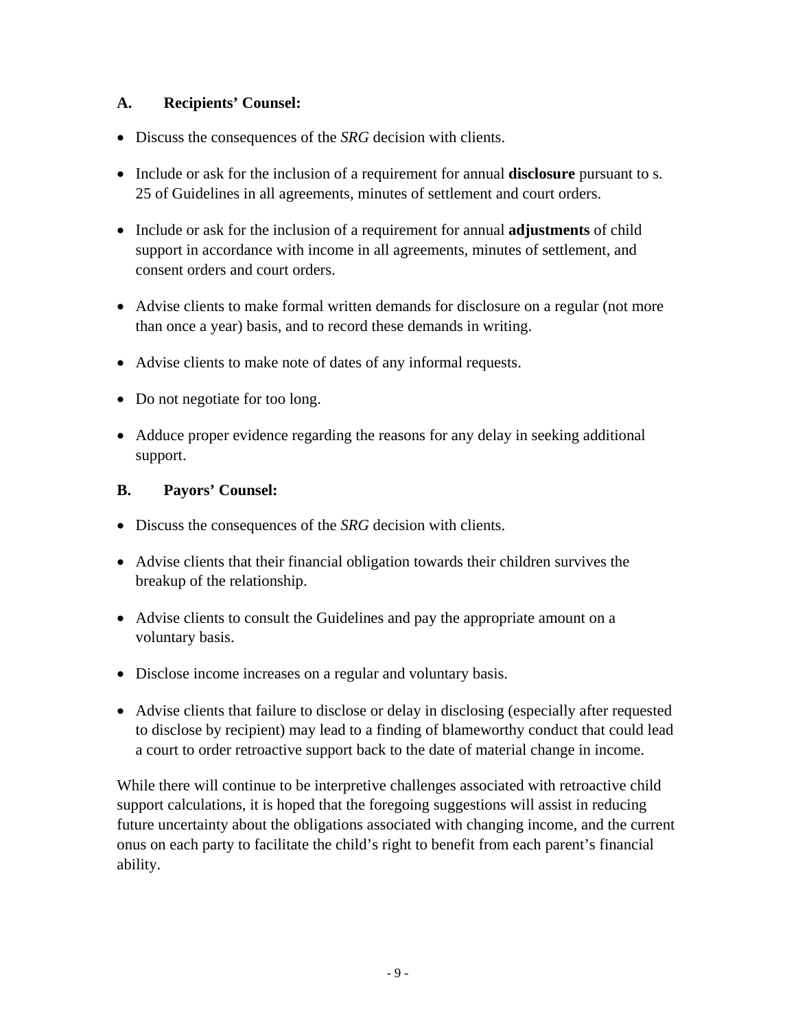### A. Recipients' Counsel:

- Discuss the consequences of the *SRG* decision with clients.
- Include or ask for the inclusion of a requirement for annual **disclosure** pursuant to s. 25 of Guidelines in all agreements, minutes of settlement and court orders.
- Include or ask for the inclusion of a requirement for annual **adjustments** of child support in accordance with income in all agreements, minutes of settlement, and consent orders and court orders.
- Advise clients to make formal written demands for disclosure on a regular (not more than once a year) basis, and to record these demands in writing.
- Advise clients to make note of dates of any informal requests.
- Do not negotiate for too long.
- Adduce proper evidence regarding the reasons for any delay in seeking additional support.

### B. Payors' Counsel:

- Discuss the consequences of the *SRG* decision with clients.
- Advise clients that their financial obligation towards their children survives the breakup of the relationship.
- Advise clients to consult the Guidelines and pay the appropriate amount on a voluntary basis.
- Disclose income increases on a regular and voluntary basis.
- Advise clients that failure to disclose or delay in disclosing (especially after requested to disclose by recipient) may lead to a finding of blameworthy conduct that could lead a court to order retroactive support back to the date of material change in income.

While there will continue to be interpretive challenges associated with retroactive child support calculations, it is hoped that the foregoing suggestions will assist in reducing future uncertainty about the obligations associated with changing income, and the current onus on each party to facilitate the child's right to benefit from each parent's financial ability.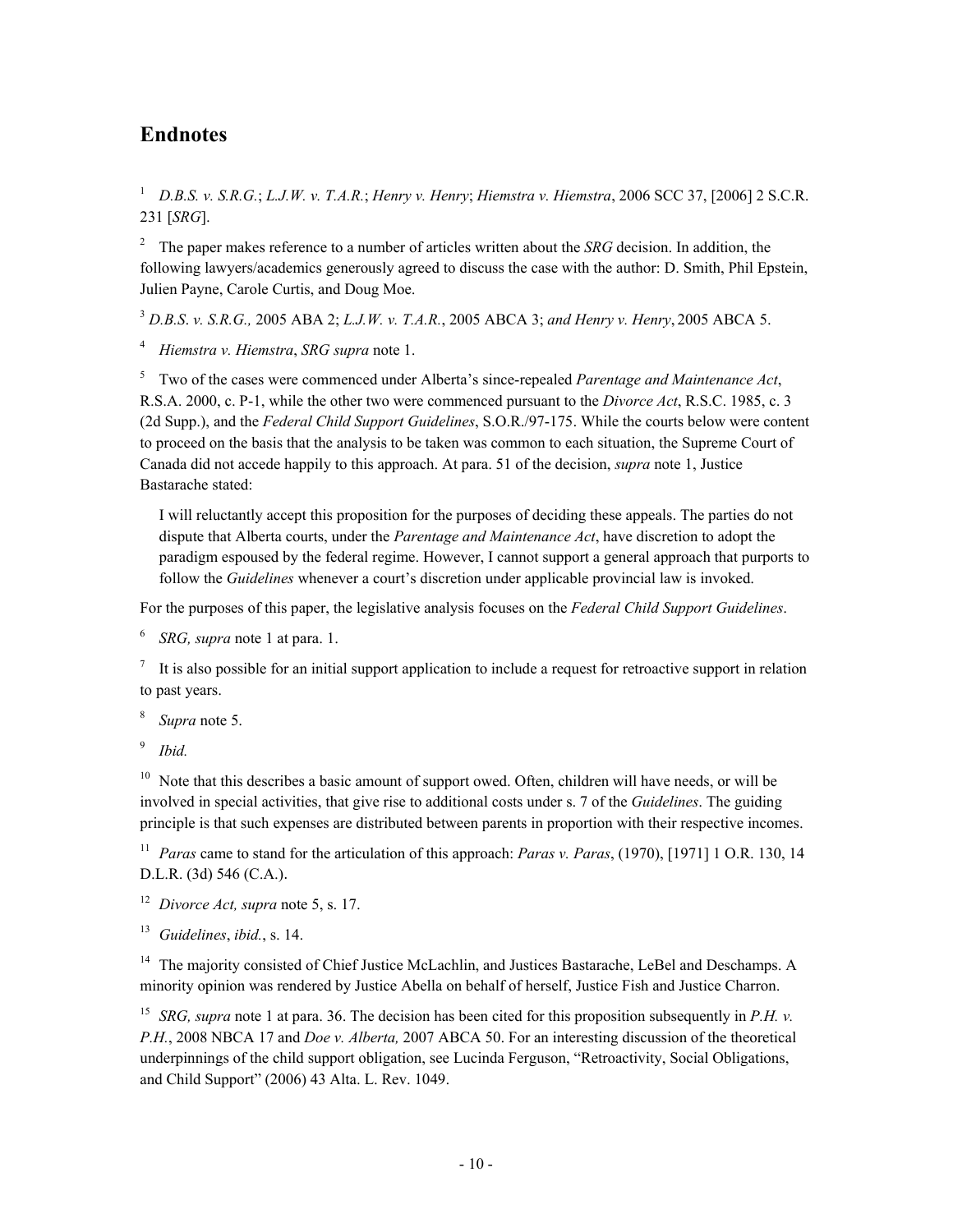## Endnotes

[1] *D.B.S. v. S.R.G.*; *L.J.W. v. T.A.R.*; *Henry v. Henry*; *Hiemstra v. Hiemstra*, 2006 SCC 37, [2006] 2 S.C.R. 231 [*SRG*].

[2] The paper makes reference to a number of articles written about the *SRG* decision. In addition, the following lawyers/academics generously agreed to discuss the case with the author: D. Smith, Phil Epstein, Julien Payne, Carole Curtis, and Doug Moe.

[3] *D.B.S. v. S.R.G.,* 2005 ABA 2; *L.J.W. v. T.A.R.*, 2005 ABCA 3; *and Henry v. Henry*, 2005 ABCA 5.

[4] *Hiemstra v. Hiemstra*, *SRG supra* note 1.

[5] Two of the cases were commenced under Alberta's since-repealed *Parentage and Maintenance Act*, R.S.A. 2000, c. P-1, while the other two were commenced pursuant to the *Divorce Act*, R.S.C. 1985, c. 3 (2d Supp.), and the *Federal Child Support Guidelines*, S.O.R./97-175. While the courts below were content to proceed on the basis that the analysis to be taken was common to each situation, the Supreme Court of Canada did not accede happily to this approach. At para. 51 of the decision, *supra* note 1, Justice Bastarache stated:

> I will reluctantly accept this proposition for the purposes of deciding these appeals. The parties do not dispute that Alberta courts, under the *Parentage and Maintenance Act*, have discretion to adopt the paradigm espoused by the federal regime. However, I cannot support a general approach that purports to follow the *Guidelines* whenever a court's discretion under applicable provincial law is invoked.

For the purposes of this paper, the legislative analysis focuses on the *Federal Child Support Guidelines*.

[6] *SRG, supra* note 1 at para. 1.

[7] It is also possible for an initial support application to include a request for retroactive support in relation to past years.

[8] *Supra* note 5.

[9] *Ibid.*

[10] Note that this describes a basic amount of support owed. Often, children will have needs, or will be involved in special activities, that give rise to additional costs under s. 7 of the *Guidelines*. The guiding principle is that such expenses are distributed between parents in proportion with their respective incomes.

[11] *Paras* came to stand for the articulation of this approach: *Paras v. Paras*, (1970), [1971] 1 O.R. 130, 14 D.L.R. (3d) 546 (C.A.).

[12] *Divorce Act, supra* note 5, s. 17.

[13] *Guidelines*, *ibid.*, s. 14.

[14] The majority consisted of Chief Justice McLachlin, and Justices Bastarache, LeBel and Deschamps. A minority opinion was rendered by Justice Abella on behalf of herself, Justice Fish and Justice Charron.

[15] *SRG, supra* note 1 at para. 36. The decision has been cited for this proposition subsequently in *P.H. v. P.H.*, 2008 NBCA 17 and *Doe v. Alberta,* 2007 ABCA 50. For an interesting discussion of the theoretical underpinnings of the child support obligation, see Lucinda Ferguson, "Retroactivity, Social Obligations, and Child Support" (2006) 43 Alta. L. Rev. 1049.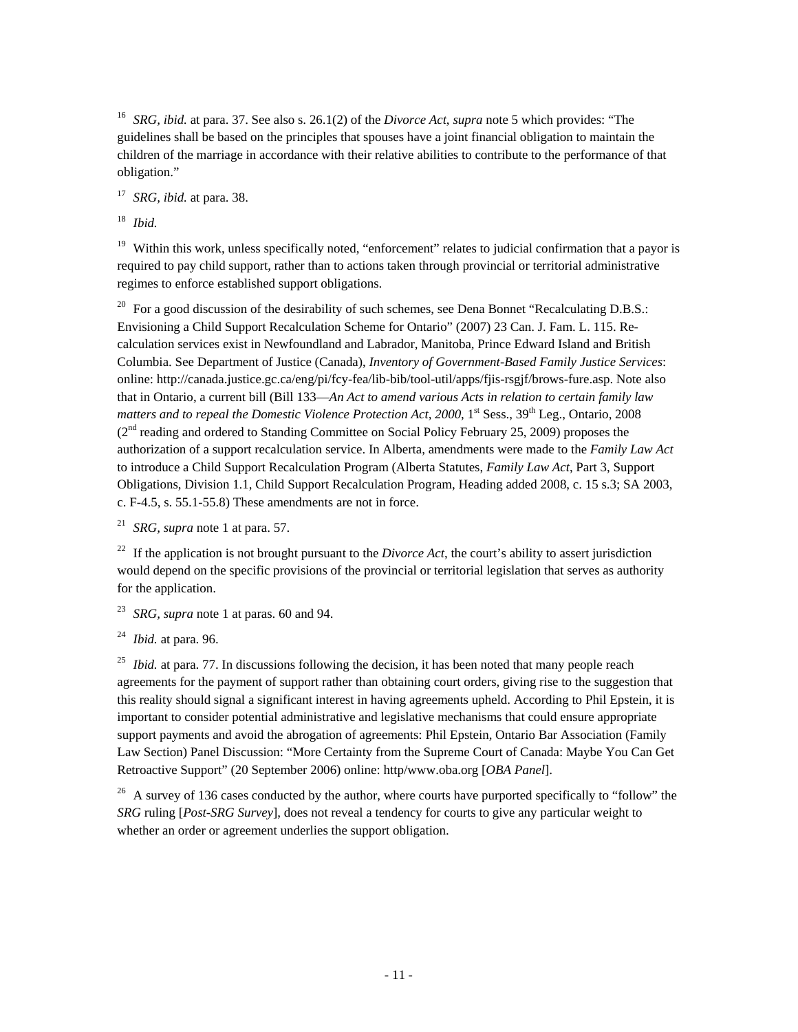[16] *SRG, ibid.* at para. 37. See also s. 26.1(2) of the *Divorce Act, supra* note 5 which provides: "The guidelines shall be based on the principles that spouses have a joint financial obligation to maintain the children of the marriage in accordance with their relative abilities to contribute to the performance of that obligation."

[17] *SRG, ibid.* at para. 38.

[18] *Ibid.*

[19] Within this work, unless specifically noted, "enforcement" relates to judicial confirmation that a payor is required to pay child support, rather than to actions taken through provincial or territorial administrative regimes to enforce established support obligations.

[20] For a good discussion of the desirability of such schemes, see Dena Bonnet "Recalculating D.B.S.: Envisioning a Child Support Recalculation Scheme for Ontario" (2007) 23 Can. J. Fam. L. 115. Re-calculation services exist in Newfoundland and Labrador, Manitoba, Prince Edward Island and British Columbia. See Department of Justice (Canada), *Inventory of Government-Based Family Justice Services*: online: http://canada.justice.gc.ca/eng/pi/fcy-fea/lib-bib/tool-util/apps/fjis-rsgjf/brows-fure.asp. Note also that in Ontario, a current bill (Bill 133—*An Act to amend various Acts in relation to certain family law matters and to repeal the Domestic Violence Protection Act, 2000*, 1st Sess., 39th Leg., Ontario, 2008 (2nd reading and ordered to Standing Committee on Social Policy February 25, 2009) proposes the authorization of a support recalculation service. In Alberta, amendments were made to the *Family Law Act* to introduce a Child Support Recalculation Program (Alberta Statutes, *Family Law Act*, Part 3, Support Obligations, Division 1.1, Child Support Recalculation Program, Heading added 2008, c. 15 s.3; SA 2003, c. F-4.5, s. 55.1-55.8) These amendments are not in force.

[21] *SRG, supra* note 1 at para. 57.

[22] If the application is not brought pursuant to the *Divorce Act*, the court's ability to assert jurisdiction would depend on the specific provisions of the provincial or territorial legislation that serves as authority for the application.

[23] *SRG, supra* note 1 at paras. 60 and 94.

[24] *Ibid.* at para. 96.

[25] *Ibid.* at para. 77. In discussions following the decision, it has been noted that many people reach agreements for the payment of support rather than obtaining court orders, giving rise to the suggestion that this reality should signal a significant interest in having agreements upheld. According to Phil Epstein, it is important to consider potential administrative and legislative mechanisms that could ensure appropriate support payments and avoid the abrogation of agreements: Phil Epstein, Ontario Bar Association (Family Law Section) Panel Discussion: "More Certainty from the Supreme Court of Canada: Maybe You Can Get Retroactive Support" (20 September 2006) online: http/www.oba.org [*OBA Panel*].

[26] A survey of 136 cases conducted by the author, where courts have purported specifically to "follow" the *SRG* ruling [*Post-SRG Survey*], does not reveal a tendency for courts to give any particular weight to whether an order or agreement underlies the support obligation.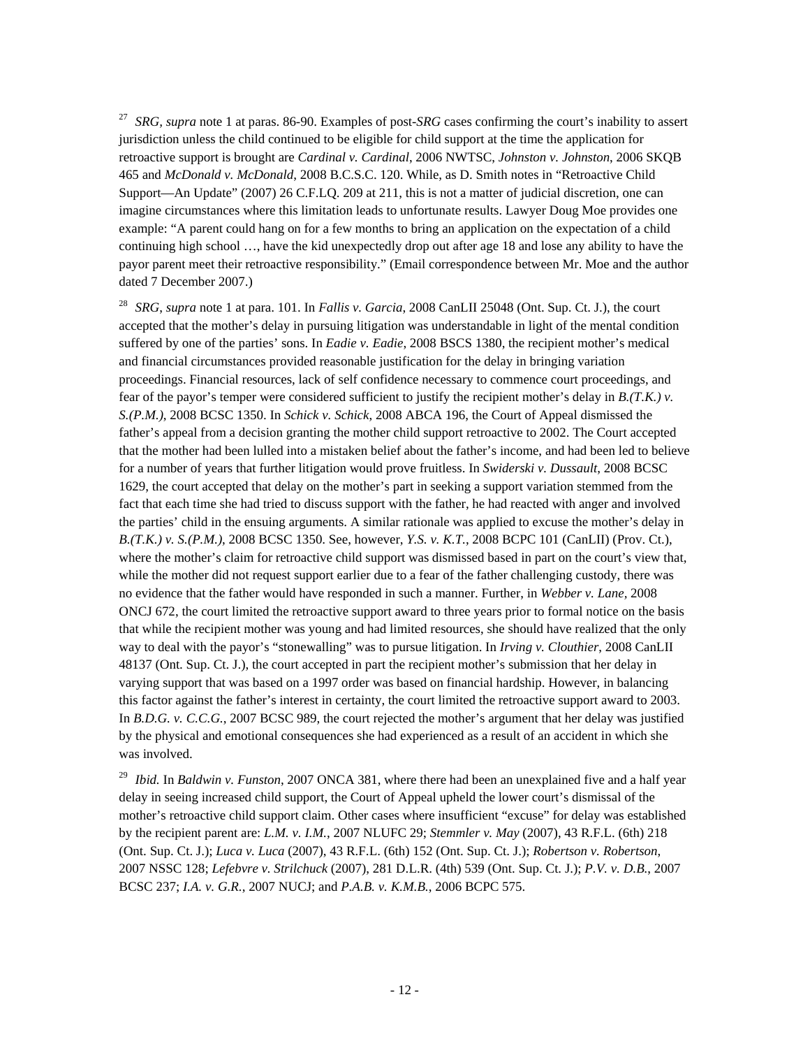[27] *SRG, supra* note 1 at paras. 86-90. Examples of post-*SRG* cases confirming the court's inability to assert jurisdiction unless the child continued to be eligible for child support at the time the application for retroactive support is brought are *Cardinal v. Cardinal*, 2006 NWTSC, *Johnston v. Johnston*, 2006 SKQB 465 and *McDonald v. McDonald*, 2008 B.C.S.C. 120. While, as D. Smith notes in "Retroactive Child Support—An Update" (2007) 26 C.F.LQ. 209 at 211, this is not a matter of judicial discretion, one can imagine circumstances where this limitation leads to unfortunate results. Lawyer Doug Moe provides one example: "A parent could hang on for a few months to bring an application on the expectation of a child continuing high school …, have the kid unexpectedly drop out after age 18 and lose any ability to have the payor parent meet their retroactive responsibility." (Email correspondence between Mr. Moe and the author dated 7 December 2007.)

[28] *SRG, supra* note 1 at para. 101. In *Fallis v. Garcia*, 2008 CanLII 25048 (Ont. Sup. Ct. J.), the court accepted that the mother's delay in pursuing litigation was understandable in light of the mental condition suffered by one of the parties' sons. In *Eadie v. Eadie*, 2008 BSCS 1380, the recipient mother's medical and financial circumstances provided reasonable justification for the delay in bringing variation proceedings. Financial resources, lack of self confidence necessary to commence court proceedings, and fear of the payor's temper were considered sufficient to justify the recipient mother's delay in *B.(T.K.) v. S.(P.M.)*, 2008 BCSC 1350. In *Schick v. Schick*, 2008 ABCA 196, the Court of Appeal dismissed the father's appeal from a decision granting the mother child support retroactive to 2002. The Court accepted that the mother had been lulled into a mistaken belief about the father's income, and had been led to believe for a number of years that further litigation would prove fruitless. In *Swiderski v. Dussault*, 2008 BCSC 1629, the court accepted that delay on the mother's part in seeking a support variation stemmed from the fact that each time she had tried to discuss support with the father, he had reacted with anger and involved the parties' child in the ensuing arguments. A similar rationale was applied to excuse the mother's delay in *B.(T.K.) v. S.(P.M.)*, 2008 BCSC 1350. See, however, *Y.S. v. K.T.*, 2008 BCPC 101 (CanLII) (Prov. Ct.), where the mother's claim for retroactive child support was dismissed based in part on the court's view that, while the mother did not request support earlier due to a fear of the father challenging custody, there was no evidence that the father would have responded in such a manner. Further, in *Webber v. Lane*, 2008 ONCJ 672, the court limited the retroactive support award to three years prior to formal notice on the basis that while the recipient mother was young and had limited resources, she should have realized that the only way to deal with the payor's "stonewalling" was to pursue litigation. In *Irving v. Clouthier*, 2008 CanLII 48137 (Ont. Sup. Ct. J.), the court accepted in part the recipient mother's submission that her delay in varying support that was based on a 1997 order was based on financial hardship. However, in balancing this factor against the father's interest in certainty, the court limited the retroactive support award to 2003. In *B.D.G. v. C.C.G.*, 2007 BCSC 989, the court rejected the mother's argument that her delay was justified by the physical and emotional consequences she had experienced as a result of an accident in which she was involved.

[29] *Ibid.* In *Baldwin v. Funston*, 2007 ONCA 381, where there had been an unexplained five and a half year delay in seeing increased child support, the Court of Appeal upheld the lower court's dismissal of the mother's retroactive child support claim. Other cases where insufficient "excuse" for delay was established by the recipient parent are: *L.M. v. I.M.*, 2007 NLUFC 29; *Stemmler v. May* (2007), 43 R.F.L. (6th) 218 (Ont. Sup. Ct. J.); *Luca v. Luca* (2007), 43 R.F.L. (6th) 152 (Ont. Sup. Ct. J.); *Robertson v. Robertson*, 2007 NSSC 128; *Lefebvre v. Strilchuck* (2007), 281 D.L.R. (4th) 539 (Ont. Sup. Ct. J.); *P.V. v. D.B.*, 2007 BCSC 237; *I.A. v. G.R.*, 2007 NUCJ; and *P.A.B. v. K.M.B.*, 2006 BCPC 575.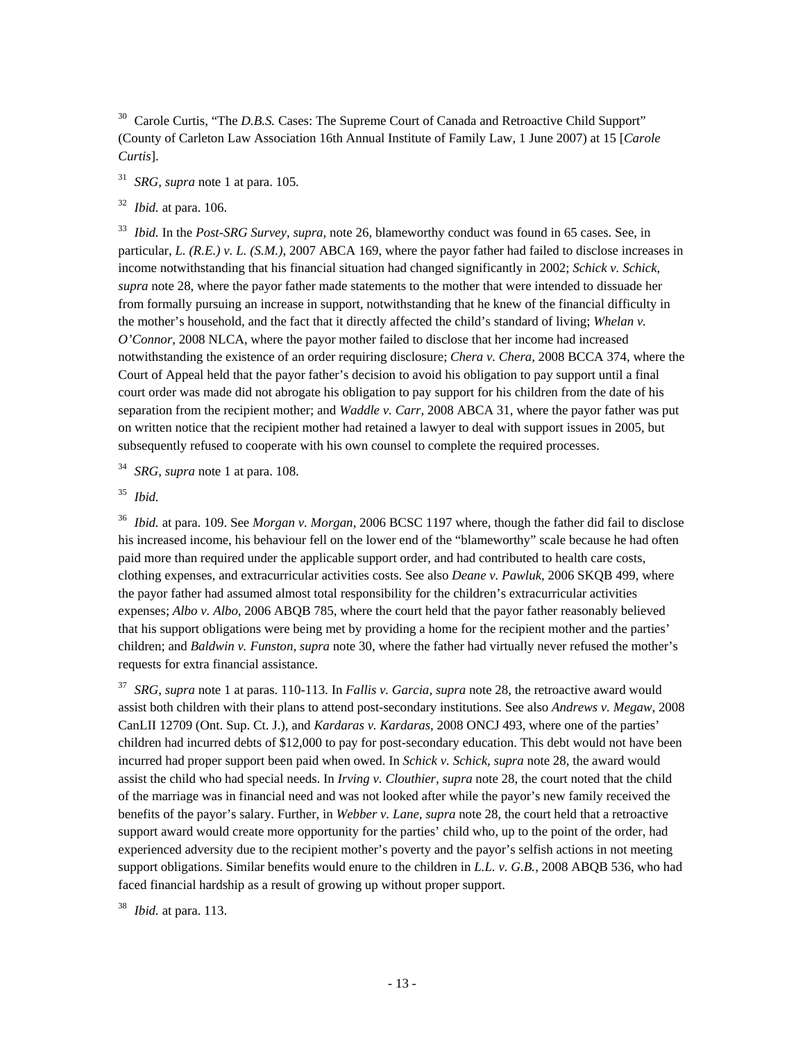[30] Carole Curtis, "The *D.B.S.* Cases: The Supreme Court of Canada and Retroactive Child Support" (County of Carleton Law Association 16th Annual Institute of Family Law, 1 June 2007) at 15 [*Carole Curtis*].

[31] *SRG*, *supra* note 1 at para. 105.

[32] *Ibid.* at para. 106.

[33] *Ibid.* In the *Post-SRG Survey*, *supra*, note 26, blameworthy conduct was found in 65 cases. See, in particular, *L. (R.E.) v. L. (S.M.)*, 2007 ABCA 169, where the payor father had failed to disclose increases in income notwithstanding that his financial situation had changed significantly in 2002; *Schick v. Schick*, *supra* note 28, where the payor father made statements to the mother that were intended to dissuade her from formally pursuing an increase in support, notwithstanding that he knew of the financial difficulty in the mother's household, and the fact that it directly affected the child's standard of living; *Whelan v. O'Connor*, 2008 NLCA, where the payor mother failed to disclose that her income had increased notwithstanding the existence of an order requiring disclosure; *Chera v. Chera*, 2008 BCCA 374, where the Court of Appeal held that the payor father's decision to avoid his obligation to pay support until a final court order was made did not abrogate his obligation to pay support for his children from the date of his separation from the recipient mother; and *Waddle v. Carr*, 2008 ABCA 31, where the payor father was put on written notice that the recipient mother had retained a lawyer to deal with support issues in 2005, but subsequently refused to cooperate with his own counsel to complete the required processes.

[34] *SRG*, *supra* note 1 at para. 108.

[35] *Ibid.*

[36] *Ibid.* at para. 109. See *Morgan v. Morgan*, 2006 BCSC 1197 where, though the father did fail to disclose his increased income, his behaviour fell on the lower end of the "blameworthy" scale because he had often paid more than required under the applicable support order, and had contributed to health care costs, clothing expenses, and extracurricular activities costs. See also *Deane v. Pawluk*, 2006 SKQB 499, where the payor father had assumed almost total responsibility for the children's extracurricular activities expenses; *Albo v. Albo*, 2006 ABQB 785, where the court held that the payor father reasonably believed that his support obligations were being met by providing a home for the recipient mother and the parties' children; and *Baldwin v. Funston, supra* note 30, where the father had virtually never refused the mother's requests for extra financial assistance.

[37] *SRG*, *supra* note 1 at paras. 110-113. In *Fallis v. Garcia, supra* note 28, the retroactive award would assist both children with their plans to attend post-secondary institutions. See also *Andrews v. Megaw*, 2008 CanLII 12709 (Ont. Sup. Ct. J.), and *Kardaras v. Kardaras*, 2008 ONCJ 493, where one of the parties' children had incurred debts of $12,000 to pay for post-secondary education. This debt would not have been incurred had proper support been paid when owed. In *Schick v. Schick*, *supra* note 28, the award would assist the child who had special needs. In *Irving v. Clouthier, supra* note 28, the court noted that the child of the marriage was in financial need and was not looked after while the payor's new family received the benefits of the payor's salary. Further, in *Webber v. Lane*, *supra* note 28, the court held that a retroactive support award would create more opportunity for the parties' child who, up to the point of the order, had experienced adversity due to the recipient mother's poverty and the payor's selfish actions in not meeting support obligations. Similar benefits would enure to the children in *L.L. v. G.B.*, 2008 ABQB 536, who had faced financial hardship as a result of growing up without proper support.

[38] *Ibid.* at para. 113.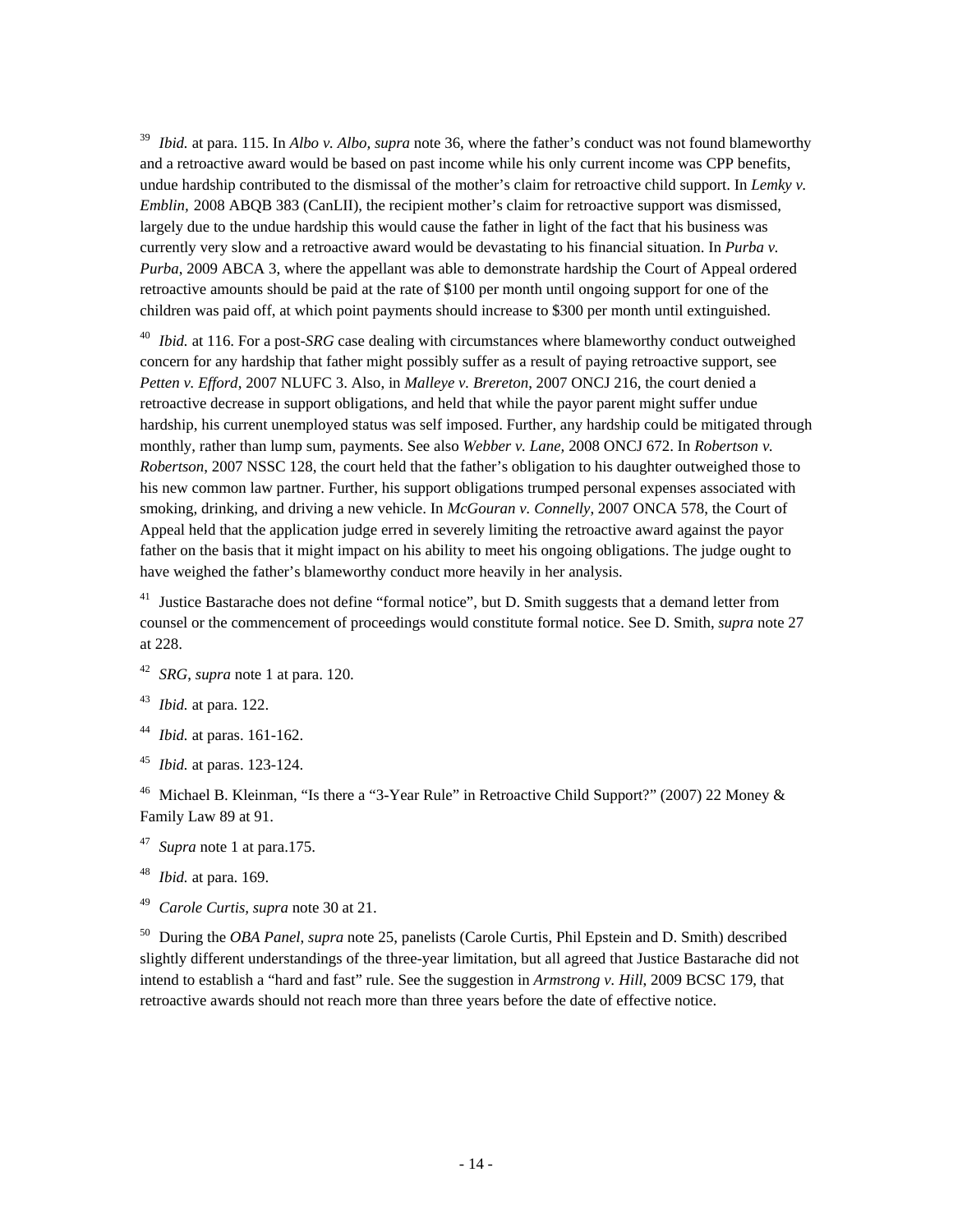[39] *Ibid.* at para. 115. In *Albo v. Albo*, *supra* note 36, where the father's conduct was not found blameworthy and a retroactive award would be based on past income while his only current income was CPP benefits, undue hardship contributed to the dismissal of the mother's claim for retroactive child support. In *Lemky v. Emblin,* 2008 ABQB 383 (CanLII), the recipient mother's claim for retroactive support was dismissed, largely due to the undue hardship this would cause the father in light of the fact that his business was currently very slow and a retroactive award would be devastating to his financial situation. In *Purba v. Purba*, 2009 ABCA 3, where the appellant was able to demonstrate hardship the Court of Appeal ordered retroactive amounts should be paid at the rate of $100 per month until ongoing support for one of the children was paid off, at which point payments should increase to $300 per month until extinguished.

[40] *Ibid.* at 116. For a post-*SRG* case dealing with circumstances where blameworthy conduct outweighed concern for any hardship that father might possibly suffer as a result of paying retroactive support, see *Petten v. Efford*, 2007 NLUFC 3. Also, in *Malleye v. Brereton*, 2007 ONCJ 216, the court denied a retroactive decrease in support obligations, and held that while the payor parent might suffer undue hardship, his current unemployed status was self imposed. Further, any hardship could be mitigated through monthly, rather than lump sum, payments. See also *Webber v. Lane,* 2008 ONCJ 672. In *Robertson v. Robertson*, 2007 NSSC 128, the court held that the father's obligation to his daughter outweighed those to his new common law partner. Further, his support obligations trumped personal expenses associated with smoking, drinking, and driving a new vehicle. In *McGouran v. Connelly*, 2007 ONCA 578, the Court of Appeal held that the application judge erred in severely limiting the retroactive award against the payor father on the basis that it might impact on his ability to meet his ongoing obligations. The judge ought to have weighed the father's blameworthy conduct more heavily in her analysis.

[41] Justice Bastarache does not define "formal notice", but D. Smith suggests that a demand letter from counsel or the commencement of proceedings would constitute formal notice. See D. Smith, *supra* note 27 at 228.

[42] *SRG*, *supra* note 1 at para. 120.

[43] *Ibid.* at para. 122.

[44] *Ibid.* at paras. 161-162.

[45] *Ibid.* at paras. 123-124.

[46] Michael B. Kleinman, "Is there a "3-Year Rule" in Retroactive Child Support?" (2007) 22 Money & Family Law 89 at 91.

[47] *Supra* note 1 at para.175.

[48] *Ibid.* at para. 169.

[49] *Carole Curtis*, *supra* note 30 at 21.

[50] During the *OBA Panel*, *supra* note 25, panelists (Carole Curtis, Phil Epstein and D. Smith) described slightly different understandings of the three-year limitation, but all agreed that Justice Bastarache did not intend to establish a "hard and fast" rule. See the suggestion in *Armstrong v. Hill*, 2009 BCSC 179, that retroactive awards should not reach more than three years before the date of effective notice.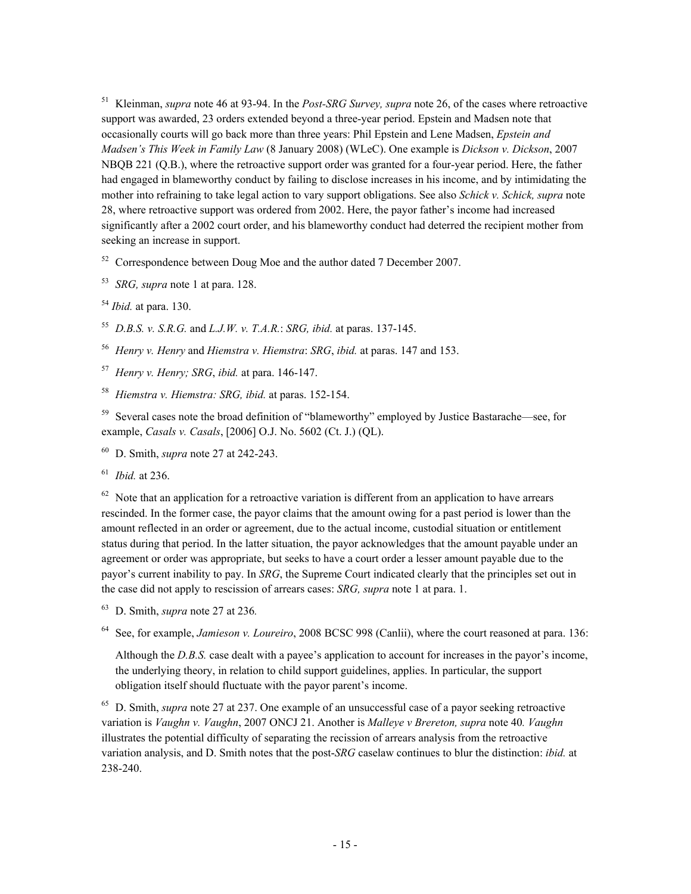[51] Kleinman, *supra* note 46 at 93-94. In the *Post-SRG Survey, supra* note 26, of the cases where retroactive support was awarded, 23 orders extended beyond a three-year period. Epstein and Madsen note that occasionally courts will go back more than three years: Phil Epstein and Lene Madsen, *Epstein and Madsen's This Week in Family Law* (8 January 2008) (WLeC). One example is *Dickson v. Dickson*, 2007 NBQB 221 (Q.B.), where the retroactive support order was granted for a four-year period. Here, the father had engaged in blameworthy conduct by failing to disclose increases in his income, and by intimidating the mother into refraining to take legal action to vary support obligations. See also *Schick v. Schick, supra* note 28, where retroactive support was ordered from 2002. Here, the payor father's income had increased significantly after a 2002 court order, and his blameworthy conduct had deterred the recipient mother from seeking an increase in support.

[52] Correspondence between Doug Moe and the author dated 7 December 2007.

[53] *SRG, supra* note 1 at para. 128.

[54] *Ibid.* at para. 130.

[55] *D.B.S. v. S.R.G.* and *L.J.W. v. T.A.R.*: *SRG, ibid.* at paras. 137-145.

[56] *Henry v. Henry* and *Hiemstra v. Hiemstra*: *SRG*, *ibid.* at paras. 147 and 153.

[57] *Henry v. Henry; SRG*, *ibid.* at para. 146-147.

[58] *Hiemstra v. Hiemstra: SRG, ibid.* at paras. 152-154.

[59] Several cases note the broad definition of "blameworthy" employed by Justice Bastarache—see, for example, *Casals v. Casals*, [2006] O.J. No. 5602 (Ct. J.) (QL).

[60] D. Smith, *supra* note 27 at 242-243.

[61] *Ibid.* at 236.

[62] Note that an application for a retroactive variation is different from an application to have arrears rescinded. In the former case, the payor claims that the amount owing for a past period is lower than the amount reflected in an order or agreement, due to the actual income, custodial situation or entitlement status during that period. In the latter situation, the payor acknowledges that the amount payable under an agreement or order was appropriate, but seeks to have a court order a lesser amount payable due to the payor's current inability to pay. In *SRG*, the Supreme Court indicated clearly that the principles set out in the case did not apply to rescission of arrears cases: *SRG, supra* note 1 at para. 1.

[63] D. Smith, *supra* note 27 at 236*.*

[64] See, for example, *Jamieson v. Loureiro*, 2008 BCSC 998 (Canlii), where the court reasoned at para. 136:

> Although the *D.B.S.* case dealt with a payee's application to account for increases in the payor's income, the underlying theory, in relation to child support guidelines, applies. In particular, the support obligation itself should fluctuate with the payor parent's income.

[65] D. Smith, *supra* note 27 at 237. One example of an unsuccessful case of a payor seeking retroactive variation is *Vaughn v. Vaughn*, 2007 ONCJ 21. Another is *Malleye v Brereton, supra* note 40*. Vaughn* illustrates the potential difficulty of separating the recission of arrears analysis from the retroactive variation analysis, and D. Smith notes that the post-*SRG* caselaw continues to blur the distinction: *ibid.* at 238-240.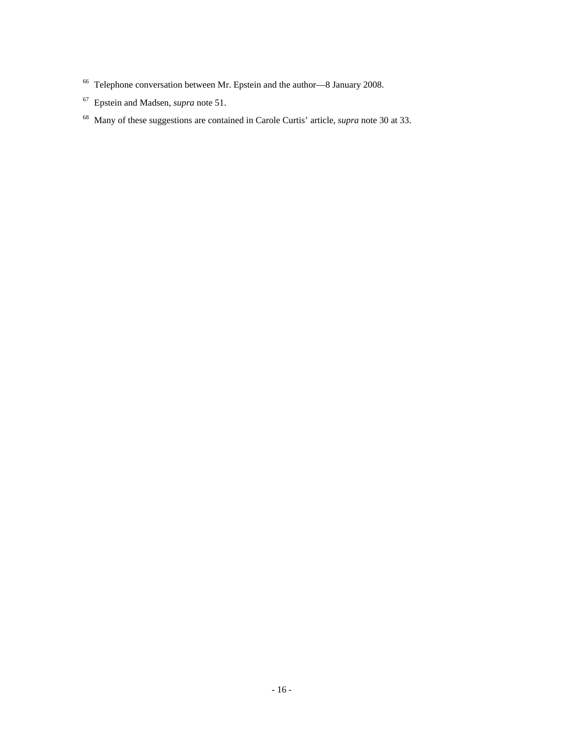[66] Telephone conversation between Mr. Epstein and the author—8 January 2008.

[67] Epstein and Madsen, *supra* note 51.

[68] Many of these suggestions are contained in Carole Curtis' article, *supra* note 30 at 33.